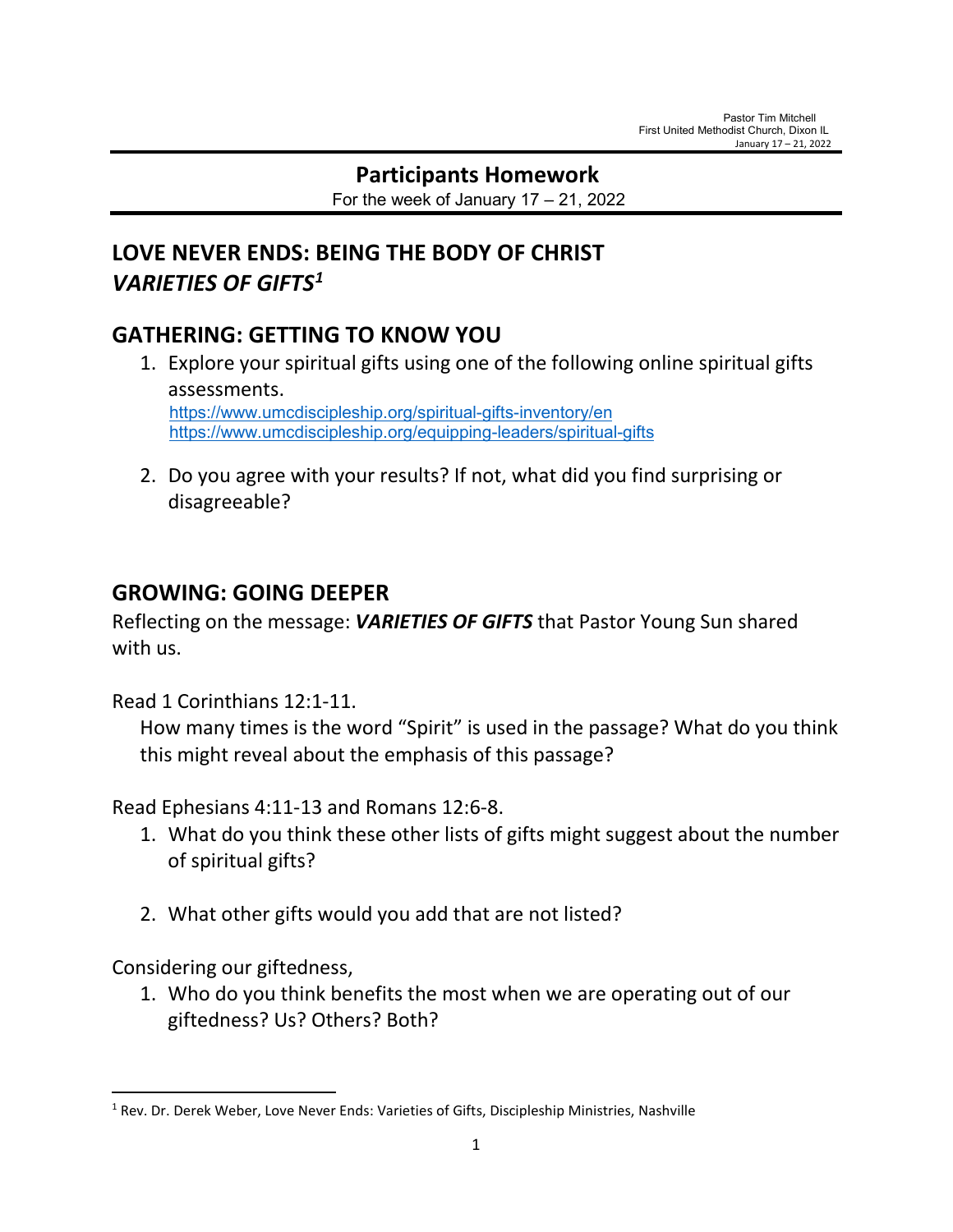Pastor Tim Mitchell
First United Methodist Church, Dixon IL
January 17 – 21, 2022

## Participants Homework

For the week of January 17 – 21, 2022

# LOVE NEVER ENDS: BEING THE BODY OF CHRIST
# *VARIETIES OF GIFTS*[1]

## GATHERING: GETTING TO KNOW YOU

1. Explore your spiritual gifts using one of the following online spiritual gifts assessments.
   https://www.umcdiscipleship.org/spiritual-gifts-inventory/en
   https://www.umcdiscipleship.org/equipping-leaders/spiritual-gifts

2. Do you agree with your results? If not, what did you find surprising or disagreeable?

## GROWING: GOING DEEPER

Reflecting on the message: ***VARIETIES OF GIFTS*** that Pastor Young Sun shared with us.

Read 1 Corinthians 12:1-11.

How many times is the word "Spirit" is used in the passage? What do you think this might reveal about the emphasis of this passage?

Read Ephesians 4:11-13 and Romans 12:6-8.

1. What do you think these other lists of gifts might suggest about the number of spiritual gifts?

2. What other gifts would you add that are not listed?

Considering our giftedness,

1. Who do you think benefits the most when we are operating out of our giftedness? Us? Others? Both?

---

[1] Rev. Dr. Derek Weber, Love Never Ends: Varieties of Gifts, Discipleship Ministries, Nashville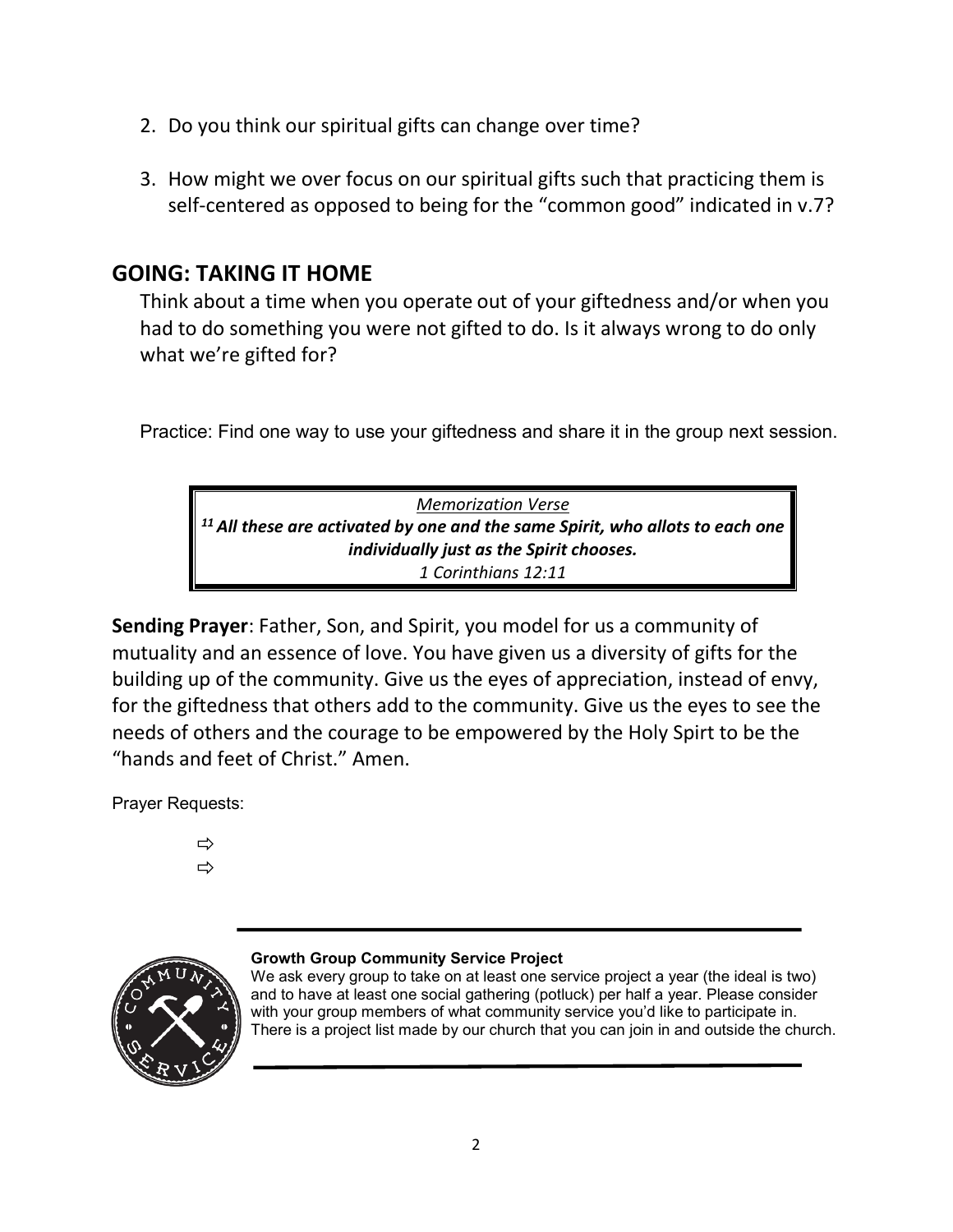2. Do you think our spiritual gifts can change over time?

3. How might we over focus on our spiritual gifts such that practicing them is self-centered as opposed to being for the "common good" indicated in v.7?

## GOING: TAKING IT HOME

Think about a time when you operate out of your giftedness and/or when you had to do something you were not gifted to do. Is it always wrong to do only what we're gifted for?

Practice: Find one way to use your giftedness and share it in the group next session.

> *Memorization Verse*
>
> ***[11] All these are activated by one and the same Spirit, who allots to each one individually just as the Spirit chooses.***
>
> *1 Corinthians 12:11*

**Sending Prayer**: Father, Son, and Spirit, you model for us a community of mutuality and an essence of love. You have given us a diversity of gifts for the building up of the community. Give us the eyes of appreciation, instead of envy, for the giftedness that others add to the community. Give us the eyes to see the needs of others and the courage to be empowered by the Holy Spirt to be the "hands and feet of Christ." Amen.

Prayer Requests:

- ⇨
- ⇨

**Growth Group Community Service Project**

We ask every group to take on at least one service project a year (the ideal is two) and to have at least one social gathering (potluck) per half a year. Please consider with your group members of what community service you'd like to participate in. There is a project list made by our church that you can join in and outside the church.